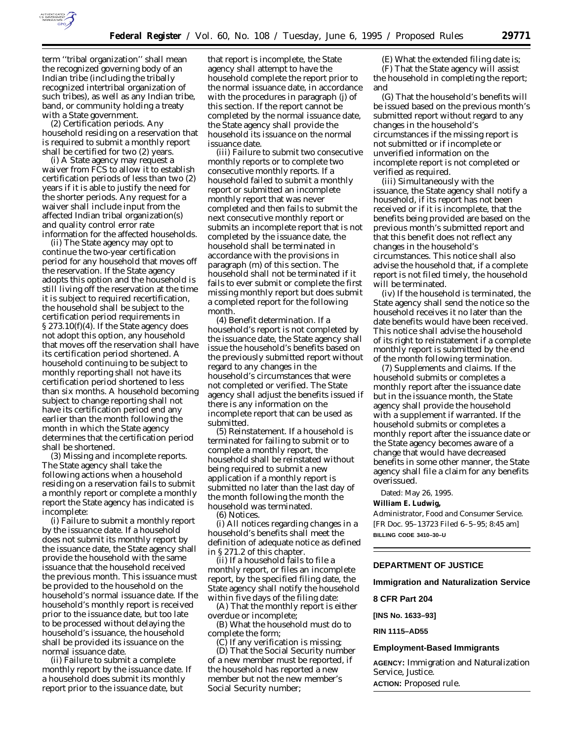term "tribal organization" shall mean the recognized governing body of an Indian tribe (including the tribally recognized intertribal organization of such tribes), as well as any Indian tribe, band, or community holding a treaty with a State government.

(2) *Certification periods.* Any household residing on a reservation that is required to submit a monthly report shall be certified for two (2) years.

(i) A State agency may request a waiver from FCS to allow it to establish certification periods of less than two (2) years if it is able to justify the need for the shorter periods. Any request for a waiver shall include input from the affected Indian tribal organization(s) and quality control error rate information for the affected households.

(ii) The State agency may opt to continue the two-year certification period for any household that moves off the reservation. If the State agency adopts this option and the household is still living off the reservation at the time it is subject to required recertification, the household shall be subject to the certification period requirements in § 273.10(f)(4). If the State agency does not adopt this option, any household that moves off the reservation shall have its certification period shortened. A household continuing to be subject to monthly reporting shall not have its certification period shortened to less than six months. A household becoming subject to change reporting shall not have its certification period end any earlier than the month following the month in which the State agency determines that the certification period shall be shortened.

(3) *Missing and incomplete reports.* The State agency shall take the following actions when a household residing on a reservation fails to submit a monthly report or complete a monthly report the State agency has indicated is incomplete:

(i) *Failure to submit a monthly report by the issuance date.* If a household does not submit its monthly report by the issuance date, the State agency shall provide the household with the same issuance that the household received the previous month. This issuance must be provided to the household on the household's normal issuance date. If the household's monthly report is received prior to the issuance date, but too late to be processed without delaying the household's issuance, the household shall be provided its issuance on the normal issuance date.

(ii) *Failure to submit a complete monthly report by the issuance date.* If a household does submit its monthly report prior to the issuance date, but that report is incomplete, the State agency shall attempt to have the household complete the report prior to the normal issuance date, in accordance with the procedures in paragraph (j) of this section. If the report cannot be completed by the normal issuance date, the State agency shall provide the household its issuance on the normal issuance date.

(iii) *Failure to submit two consecutive monthly reports or to complete two consecutive monthly reports.* If a household failed to submit a monthly report or submitted an incomplete monthly report that was never completed and then fails to submit the next consecutive monthly report or submits an incomplete report that is not completed by the issuance date, the household shall be terminated in accordance with the provisions in paragraph (m) of this section. The household shall not be terminated if it fails to ever submit or complete the first missing monthly report but does submit a completed report for the following month.

(4) *Benefit determination.* If a household's report is not completed by the issuance date, the State agency shall issue the household's benefits based on the previously submitted report without regard to any changes in the household's circumstances that were not completed or verified. The State agency shall adjust the benefits issued if there is any information on the incomplete report that can be used as submitted.

(5) *Reinstatement.* If a household is terminated for failing to submit or to complete a monthly report, the household shall be reinstated without being required to submit a new application if a monthly report is submitted no later than the last day of the month following the month the household was terminated.

(6) *Notices.*

(i) All notices regarding changes in a household's benefits shall meet the definition of adequate notice as defined in § 271.2 of this chapter.

(ii) If a household fails to file a monthly report, or files an incomplete report, by the specified filing date, the State agency shall notify the household within five days of the filing date:

(A) That the monthly report is either overdue or incomplete;

(B) What the household must do to complete the form;

(C) If any verification is missing;

(D) That the Social Security number of a new member must be reported, if the household has reported a new member but not the new member's Social Security number;

(E) What the extended filing date is;

(F) That the State agency will assist the household in completing the report; and

(G) That the household's benefits will be issued based on the previous month's submitted report without regard to any changes in the household's circumstances if the missing report is not submitted or if incomplete or unverified information on the incomplete report is not completed or verified as required.

(iii) Simultaneously with the issuance, the State agency shall notify a household, if its report has not been received or if it is incomplete, that the benefits being provided are based on the previous month's submitted report and that this benefit does not reflect any changes in the household's circumstances. This notice shall also advise the household that, if a complete report is not filed timely, the household will be terminated.

(iv) If the household is terminated, the State agency shall send the notice so the household receives it no later than the date benefits would have been received. This notice shall advise the household of its right to reinstatement if a complete monthly report is submitted by the end of the month following termination.

(7) *Supplements and claims.* If the household submits or completes a monthly report after the issuance date but in the issuance month, the State agency shall provide the household with a supplement if warranted. If the household submits or completes a monthly report after the issuance date or the State agency becomes aware of a change that would have decreased benefits in some other manner, the State agency shall file a claim for any benefits overissued.

Dated: May 26, 1995.

**William E. Ludwig,**

*Administrator, Food and Consumer Service.*

[FR Doc. 95–13723 Filed 6–5–95; 8:45 am]

**BILLING CODE 3410–30–U**

---

## DEPARTMENT OF JUSTICE

### Immigration and Naturalization Service

### 8 CFR Part 204

**[INS No. 1633–93]**

**RIN 1115–AD55**

### Employment-Based Immigrants

**AGENCY:** Immigration and Naturalization Service, Justice.

**ACTION:** Proposed rule.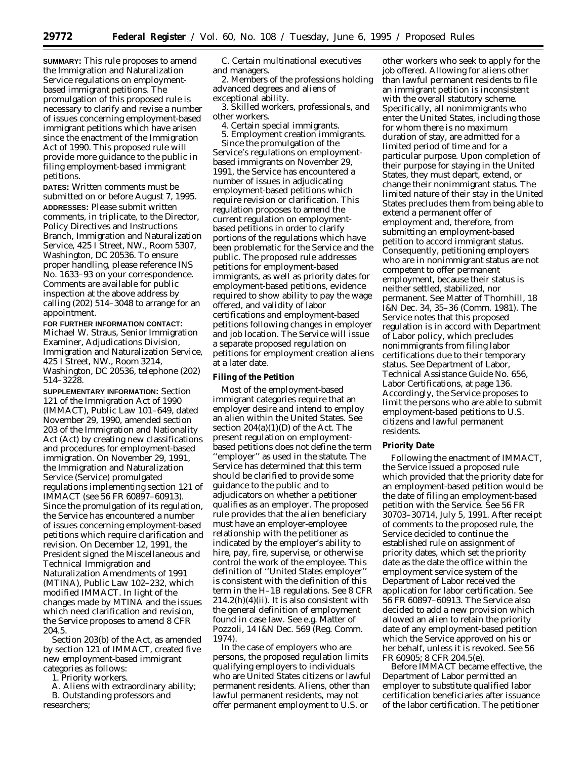**SUMMARY:** This rule proposes to amend the Immigration and Naturalization Service regulations on employment-based immigrant petitions. The promulgation of this proposed rule is necessary to clarify and revise a number of issues concerning employment-based immigrant petitions which have arisen since the enactment of the Immigration Act of 1990. This proposed rule will provide more guidance to the public in filing employment-based immigrant petitions.

**DATES:** Written comments must be submitted on or before August 7, 1995.

**ADDRESSES:** Please submit written comments, in triplicate, to the Director, Policy Directives and Instructions Branch, Immigration and Naturalization Service, 425 I Street, NW., Room 5307, Washington, DC 20536. To ensure proper handling, please reference INS No. 1633–93 on your correspondence. Comments are available for public inspection at the above address by calling (202) 514–3048 to arrange for an appointment.

**FOR FURTHER INFORMATION CONTACT:** Michael W. Straus, Senior Immigration Examiner, Adjudications Division, Immigration and Naturalization Service, 425 I Street, NW., Room 3214, Washington, DC 20536, telephone (202) 514–3228.

**SUPPLEMENTARY INFORMATION:** Section 121 of the Immigration Act of 1990 (IMMACT), Public Law 101–649, dated November 29, 1990, amended section 203 of the Immigration and Nationality Act (Act) by creating new classifications and procedures for employment-based immigration. On November 29, 1991, the Immigration and Naturalization Service (Service) promulgated regulations implementing section 121 of IMMACT (see 56 FR 60897–60913). Since the promulgation of its regulation, the Service has encountered a number of issues concerning employment-based petitions which require clarification and revision. On December 12, 1991, the President signed the Miscellaneous and Technical Immigration and Naturalization Amendments of 1991 (MTINA), Public Law 102–232, which modified IMMACT. In light of the changes made by MTINA and the issues which need clarification and revision, the Service proposes to amend 8 CFR 204.5.

Section 203(b) of the Act, as amended by section 121 of IMMACT, created five new employment-based immigrant categories as follows:

1. Priority workers.
   A. Aliens with extraordinary ability;
   B. Outstanding professors and researchers;
   C. Certain multinational executives and managers.
2. Members of the professions holding advanced degrees and aliens of exceptional ability.
3. Skilled workers, professionals, and other workers.
4. Certain special immigrants.
5. Employment creation immigrants.

Since the promulgation of the Service's regulations on employment-based immigrants on November 29, 1991, the Service has encountered a number of issues in adjudicating employment-based petitions which require revision or clarification. This regulation proposes to amend the current regulation on employment-based petitions in order to clarify portions of the regulations which have been problematic for the Service and the public. The proposed rule addresses petitions for employment-based immigrants, as well as priority dates for employment-based petitions, evidence required to show ability to pay the wage offered, and validity of labor certifications and employment-based petitions following changes in employer and job location. The Service will issue a separate proposed regulation on petitions for employment creation aliens at a later date.

**Filing of the Petition**

Most of the employment-based immigrant categories require that an employer desire and intend to employ an alien within the United States. See section 204(a)(1)(D) of the Act. The present regulation on employment-based petitions does not define the term ''employer'' as used in the statute. The Service has determined that this term should be clarified to provide some guidance to the public and to adjudicators on whether a petitioner qualifies as an employer. The proposed rule provides that the alien beneficiary must have an employer-employee relationship with the petitioner as indicated by the employer's ability to hire, pay, fire, supervise, or otherwise control the work of the employee. This definition of ''United States employer'' is consistent with the definition of this term in the H–1B regulations. See 8 CFR 214.2(h)(4)(ii). It is also consistent with the general definition of employment found in case law. See e.g. *Matter of Pozzoli,* 14 I&N Dec. 569 (Reg. Comm. 1974).

In the case of employers who are persons, the proposed regulation limits qualifying employers to individuals who are United States citizens or lawful permanent residents. Aliens, other than lawful permanent residents, may not offer permanent employment to U.S. or other workers who seek to apply for the job offered. Allowing for aliens other than lawful permanent residents to file an immigrant petition is inconsistent with the overall statutory scheme. Specifically, all nonimmigrants who enter the United States, including those for whom there is no maximum duration of stay, are admitted for a limited period of time and for a particular purpose. Upon completion of their purpose for staying in the United States, they must depart, extend, or change their nonimmigrant status. The limited nature of their stay in the United States precludes them from being able to extend a permanent offer of employment and, therefore, from submitting an employment-based petition to accord immigrant status. Consequently, petitioning employers who are in nonimmigrant status are not competent to offer permanent employment, because their status is neither settled, stabilized, nor permanent. See *Matter of Thornhill,* 18 I&N Dec. 34, 35–36 (Comm. 1981). The Service notes that this proposed regulation is in accord with Department of Labor policy, which precludes nonimmigrants from filing labor certifications due to their temporary status. See Department of Labor, Technical Assistance Guide No. 656, Labor Certifications, at page 136. Accordingly, the Service proposes to limit the persons who are able to submit employment-based petitions to U.S. citizens and lawful permanent residents.

**Priority Date**

Following the enactment of IMMACT, the Service issued a proposed rule which provided that the priority date for an employment-based petition would be the date of filing an employment-based petition with the Service. See 56 FR 30703–30714, July 5, 1991. After receipt of comments to the proposed rule, the Service decided to continue the established rule on assignment of priority dates, which set the priority date as the date the office within the employment service system of the Department of Labor received the application for labor certification. See 56 FR 60897–60913. The Service also decided to add a new provision which allowed an alien to retain the priority date of any employment-based petition which the Service approved on his or her behalf, unless it is revoked. See 56 FR 60905; 8 CFR 204.5(e).

Before IMMACT became effective, the Department of Labor permitted an employer to substitute qualified labor certification beneficiaries after issuance of the labor certification. The petitioner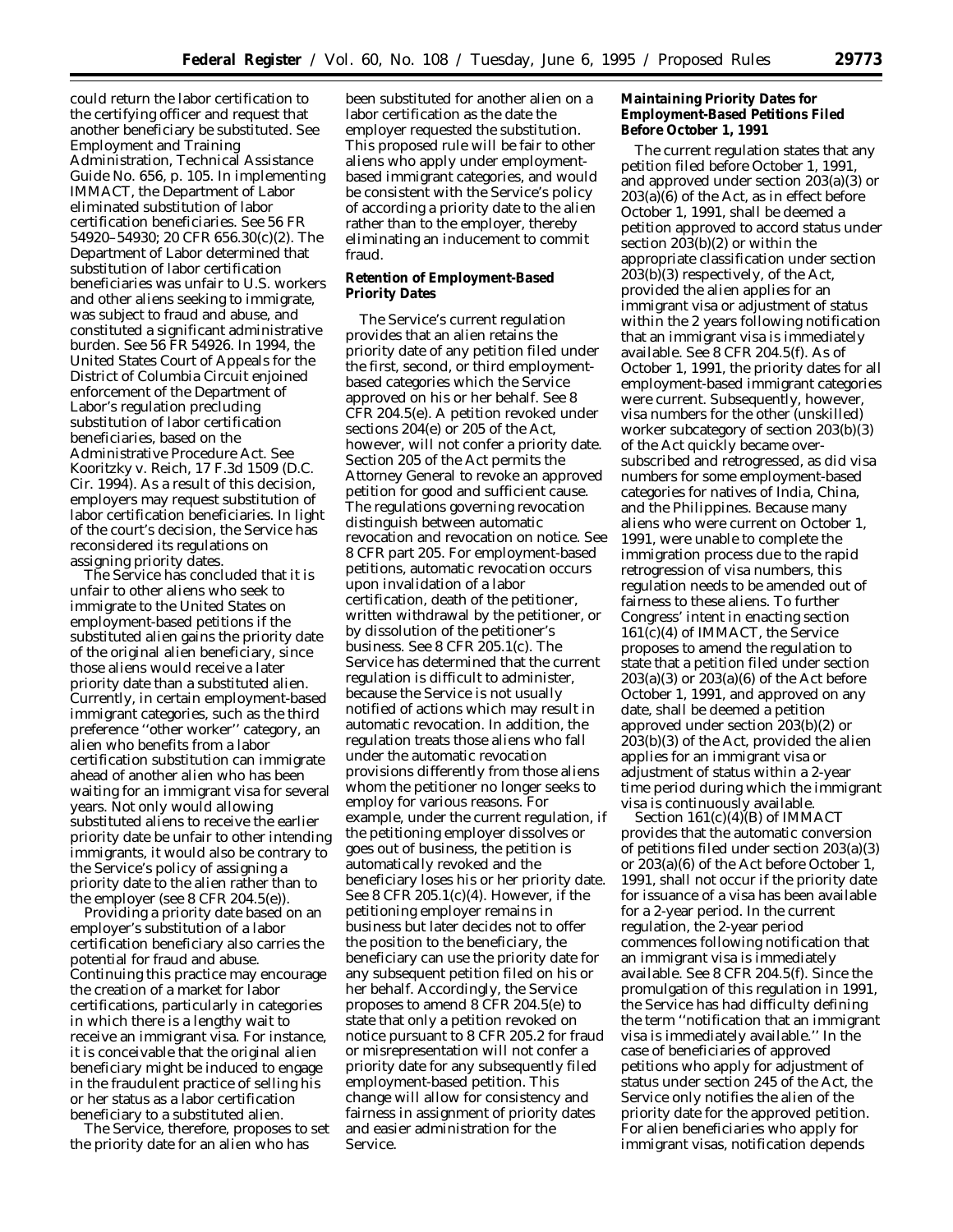could return the labor certification to the certifying officer and request that another beneficiary be substituted. See Employment and Training Administration, Technical Assistance Guide No. 656, p. 105. In implementing IMMACT, the Department of Labor eliminated substitution of labor certification beneficiaries. See 56 FR 54920–54930; 20 CFR 656.30(c)(2). The Department of Labor determined that substitution of labor certification beneficiaries was unfair to U.S. workers and other aliens seeking to immigrate, was subject to fraud and abuse, and constituted a significant administrative burden. See 56 FR 54926. In 1994, the United States Court of Appeals for the District of Columbia Circuit enjoined enforcement of the Department of Labor's regulation precluding substitution of labor certification beneficiaries, based on the Administrative Procedure Act. See *Kooritzky* v. *Reich*, 17 F.3d 1509 (D.C. Cir. 1994). As a result of this decision, employers may request substitution of labor certification beneficiaries. In light of the court's decision, the Service has reconsidered its regulations on assigning priority dates.

The Service has concluded that it is unfair to other aliens who seek to immigrate to the United States on employment-based petitions if the substituted alien gains the priority date of the original alien beneficiary, since those aliens would receive a later priority date than a substituted alien. Currently, in certain employment-based immigrant categories, such as the third preference ''other worker'' category, an alien who benefits from a labor certification substitution can immigrate ahead of another alien who has been waiting for an immigrant visa for several years. Not only would allowing substituted aliens to receive the earlier priority date be unfair to other intending immigrants, it would also be contrary to the Service's policy of assigning a priority date to the alien rather than to the employer (see 8 CFR 204.5(e)).

Providing a priority date based on an employer's substitution of a labor certification beneficiary also carries the potential for fraud and abuse. Continuing this practice may encourage the creation of a market for labor certifications, particularly in categories in which there is a lengthy wait to receive an immigrant visa. For instance, it is conceivable that the original alien beneficiary might be induced to engage in the fraudulent practice of selling his or her status as a labor certification beneficiary to a substituted alien.

The Service, therefore, proposes to set the priority date for an alien who has been substituted for another alien on a labor certification as the date the employer requested the substitution. This proposed rule will be fair to other aliens who apply under employment-based immigrant categories, and would be consistent with the Service's policy of according a priority date to the alien rather than to the employer, thereby eliminating an inducement to commit fraud.

**Retention of Employment-Based Priority Dates**

The Service's current regulation provides that an alien retains the priority date of any petition filed under the first, second, or third employment-based categories which the Service approved on his or her behalf. See 8 CFR 204.5(e). A petition revoked under sections 204(e) or 205 of the Act, however, will not confer a priority date. Section 205 of the Act permits the Attorney General to revoke an approved petition for good and sufficient cause. The regulations governing revocation distinguish between automatic revocation and revocation on notice. See 8 CFR part 205. For employment-based petitions, automatic revocation occurs upon invalidation of a labor certification, death of the petitioner, written withdrawal by the petitioner, or by dissolution of the petitioner's business. See 8 CFR 205.1(c). The Service has determined that the current regulation is difficult to administer, because the Service is not usually notified of actions which may result in automatic revocation. In addition, the regulation treats those aliens who fall under the automatic revocation provisions differently from those aliens whom the petitioner no longer seeks to employ for various reasons. For example, under the current regulation, if the petitioning employer dissolves or goes out of business, the petition is automatically revoked and the beneficiary loses his or her priority date. See 8 CFR 205.1(c)(4). However, if the petitioning employer remains in business but later decides not to offer the position to the beneficiary, the beneficiary can use the priority date for any subsequent petition filed on his or her behalf. Accordingly, the Service proposes to amend 8 CFR 204.5(e) to state that only a petition revoked on notice pursuant to 8 CFR 205.2 for fraud or misrepresentation will not confer a priority date for any subsequently filed employment-based petition. This change will allow for consistency and fairness in assignment of priority dates and easier administration for the Service.

**Maintaining Priority Dates for Employment-Based Petitions Filed Before October 1, 1991**

The current regulation states that any petition filed before October 1, 1991, and approved under section 203(a)(3) or 203(a)(6) of the Act, as in effect before October 1, 1991, shall be deemed a petition approved to accord status under section 203(b)(2) or within the appropriate classification under section 203(b)(3) respectively, of the Act, provided the alien applies for an immigrant visa or adjustment of status within the 2 years following notification that an immigrant visa is immediately available. See 8 CFR 204.5(f). As of October 1, 1991, the priority dates for all employment-based immigrant categories were current. Subsequently, however, visa numbers for the other (unskilled) worker subcategory of section 203(b)(3) of the Act quickly became over-subscribed and retrogressed, as did visa numbers for some employment-based categories for natives of India, China, and the Philippines. Because many aliens who were current on October 1, 1991, were unable to complete the immigration process due to the rapid retrogression of visa numbers, this regulation needs to be amended out of fairness to these aliens. To further Congress' intent in enacting section 161(c)(4) of IMMACT, the Service proposes to amend the regulation to state that a petition filed under section 203(a)(3) or 203(a)(6) of the Act before October 1, 1991, and approved on any date, shall be deemed a petition approved under section 203(b)(2) or 203(b)(3) of the Act, provided the alien applies for an immigrant visa or adjustment of status within a 2-year time period during which the immigrant visa is continuously available.

Section 161(c)(4)(B) of IMMACT provides that the automatic conversion of petitions filed under section 203(a)(3) or 203(a)(6) of the Act before October 1, 1991, shall not occur if the priority date for issuance of a visa has been available for a 2-year period. In the current regulation, the 2-year period commences following notification that an immigrant visa is immediately available. See 8 CFR 204.5(f). Since the promulgation of this regulation in 1991, the Service has had difficulty defining the term ''notification that an immigrant visa is immediately available.'' In the case of beneficiaries of approved petitions who apply for adjustment of status under section 245 of the Act, the Service only notifies the alien of the priority date for the approved petition. For alien beneficiaries who apply for immigrant visas, notification depends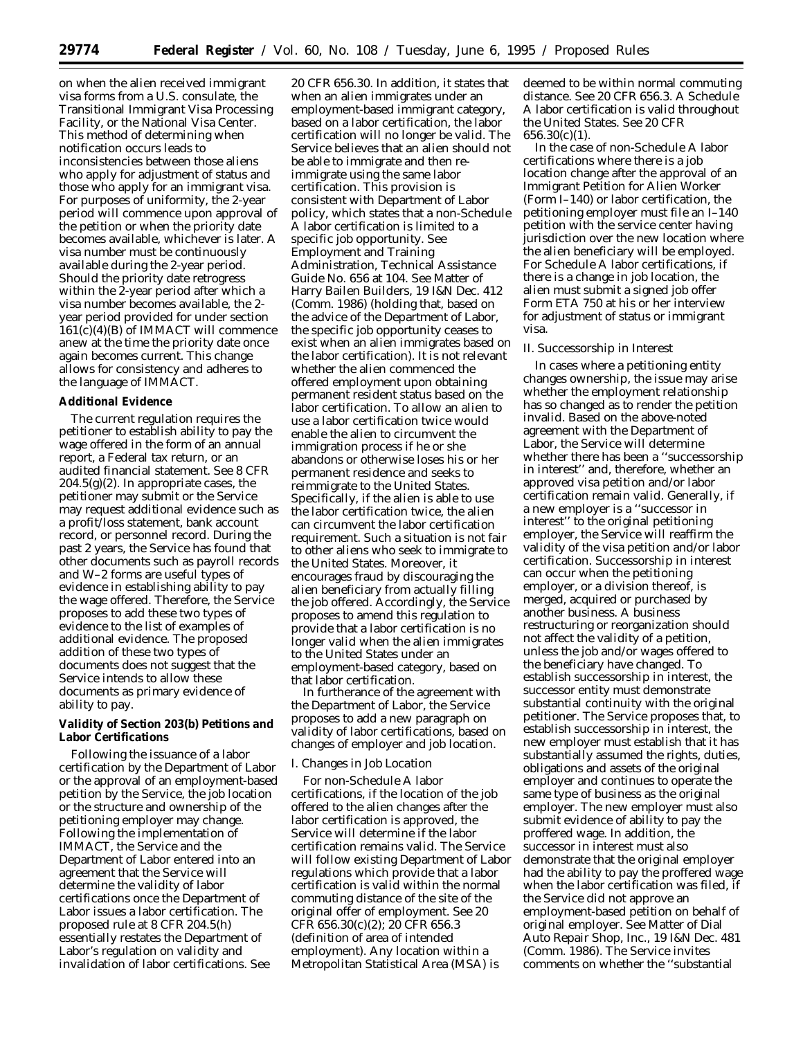on when the alien received immigrant visa forms from a U.S. consulate, the Transitional Immigrant Visa Processing Facility, or the National Visa Center. This method of determining when notification occurs leads to inconsistencies between those aliens who apply for adjustment of status and those who apply for an immigrant visa. For purposes of uniformity, the 2-year period will commence upon approval of the petition or when the priority date becomes available, whichever is later. A visa number must be continuously available during the 2-year period. Should the priority date retrogress within the 2-year period after which a visa number becomes available, the 2-year period provided for under section 161(c)(4)(B) of IMMACT will commence anew at the time the priority date once again becomes current. This change allows for consistency and adheres to the language of IMMACT.

**Additional Evidence**

The current regulation requires the petitioner to establish ability to pay the wage offered in the form of an annual report, a Federal tax return, or an audited financial statement. See 8 CFR 204.5(g)(2). In appropriate cases, the petitioner may submit or the Service may request additional evidence such as a profit/loss statement, bank account record, or personnel record. During the past 2 years, the Service has found that other documents such as payroll records and W–2 forms are useful types of evidence in establishing ability to pay the wage offered. Therefore, the Service proposes to add these two types of evidence to the list of examples of additional evidence. The proposed addition of these two types of documents does not suggest that the Service intends to allow these documents as primary evidence of ability to pay.

**Validity of Section 203(b) Petitions and Labor Certifications**

Following the issuance of a labor certification by the Department of Labor or the approval of an employment-based petition by the Service, the job location or the structure and ownership of the petitioning employer may change. Following the implementation of IMMACT, the Service and the Department of Labor entered into an agreement that the Service will determine the validity of labor certifications once the Department of Labor issues a labor certification. The proposed rule at 8 CFR 204.5(h) essentially restates the Department of Labor's regulation on validity and invalidation of labor certifications. See 20 CFR 656.30. In addition, it states that when an alien immigrates under an employment-based immigrant category, based on a labor certification, the labor certification will no longer be valid. The Service believes that an alien should not be able to immigrate and then re-immigrate using the same labor certification. This provision is consistent with Department of Labor policy, which states that a non-Schedule A labor certification is limited to a specific job opportunity. See Employment and Training Administration, Technical Assistance Guide No. 656 at 104. See Matter of Harry Bailen Builders, 19 I&N Dec. 412 (Comm. 1986) (holding that, based on the advice of the Department of Labor, the specific job opportunity ceases to exist when an alien immigrates based on the labor certification). It is not relevant whether the alien commenced the offered employment upon obtaining permanent resident status based on the labor certification. To allow an alien to use a labor certification twice would enable the alien to circumvent the immigration process if he or she abandons or otherwise loses his or her permanent residence and seeks to reimmigrate to the United States. Specifically, if the alien is able to use the labor certification twice, the alien can circumvent the labor certification requirement. Such a situation is not fair to other aliens who seek to immigrate to the United States. Moreover, it encourages fraud by discouraging the alien beneficiary from actually filling the job offered. Accordingly, the Service proposes to amend this regulation to provide that a labor certification is no longer valid when the alien immigrates to the United States under an employment-based category, based on that labor certification.

In furtherance of the agreement with the Department of Labor, the Service proposes to add a new paragraph on validity of labor certifications, based on changes of employer and job location.

*I. Changes in Job Location*

For non-Schedule A labor certifications, if the location of the job offered to the alien changes after the labor certification is approved, the Service will determine if the labor certification remains valid. The Service will follow existing Department of Labor regulations which provide that a labor certification is valid within the normal commuting distance of the site of the original offer of employment. See 20 CFR 656.30(c)(2); 20 CFR 656.3 (definition of area of intended employment). Any location within a Metropolitan Statistical Area (MSA) is deemed to be within normal commuting distance. See 20 CFR 656.3. A Schedule A labor certification is valid throughout the United States. See 20 CFR 656.30(c)(1).

In the case of non-Schedule A labor certifications where there is a job location change after the approval of an Immigrant Petition for Alien Worker (Form I–140) or labor certification, the petitioning employer must file an I–140 petition with the service center having jurisdiction over the new location where the alien beneficiary will be employed. For Schedule A labor certifications, if there is a change in job location, the alien must submit a signed job offer Form ETA 750 at his or her interview for adjustment of status or immigrant visa.

*II. Successorship in Interest*

In cases where a petitioning entity changes ownership, the issue may arise whether the employment relationship has so changed as to render the petition invalid. Based on the above-noted agreement with the Department of Labor, the Service will determine whether there has been a "successorship in interest" and, therefore, whether an approved visa petition and/or labor certification remain valid. Generally, if a new employer is a "successor in interest" to the original petitioning employer, the Service will reaffirm the validity of the visa petition and/or labor certification. Successorship in interest can occur when the petitioning employer, or a division thereof, is merged, acquired or purchased by another business. A business restructuring or reorganization should not affect the validity of a petition, unless the job and/or wages offered to the beneficiary have changed. To establish successorship in interest, the successor entity must demonstrate substantial continuity with the original petitioner. The Service proposes that, to establish successorship in interest, the new employer must establish that it has substantially assumed the rights, duties, obligations and assets of the original employer and continues to operate the same type of business as the original employer. The new employer must also submit evidence of ability to pay the proffered wage. In addition, the successor in interest must also demonstrate that the original employer had the ability to pay the proffered wage when the labor certification was filed, if the Service did not approve an employment-based petition on behalf of original employer. See Matter of Dial Auto Repair Shop, Inc., 19 I&N Dec. 481 (Comm. 1986). The Service invites comments on whether the "substantial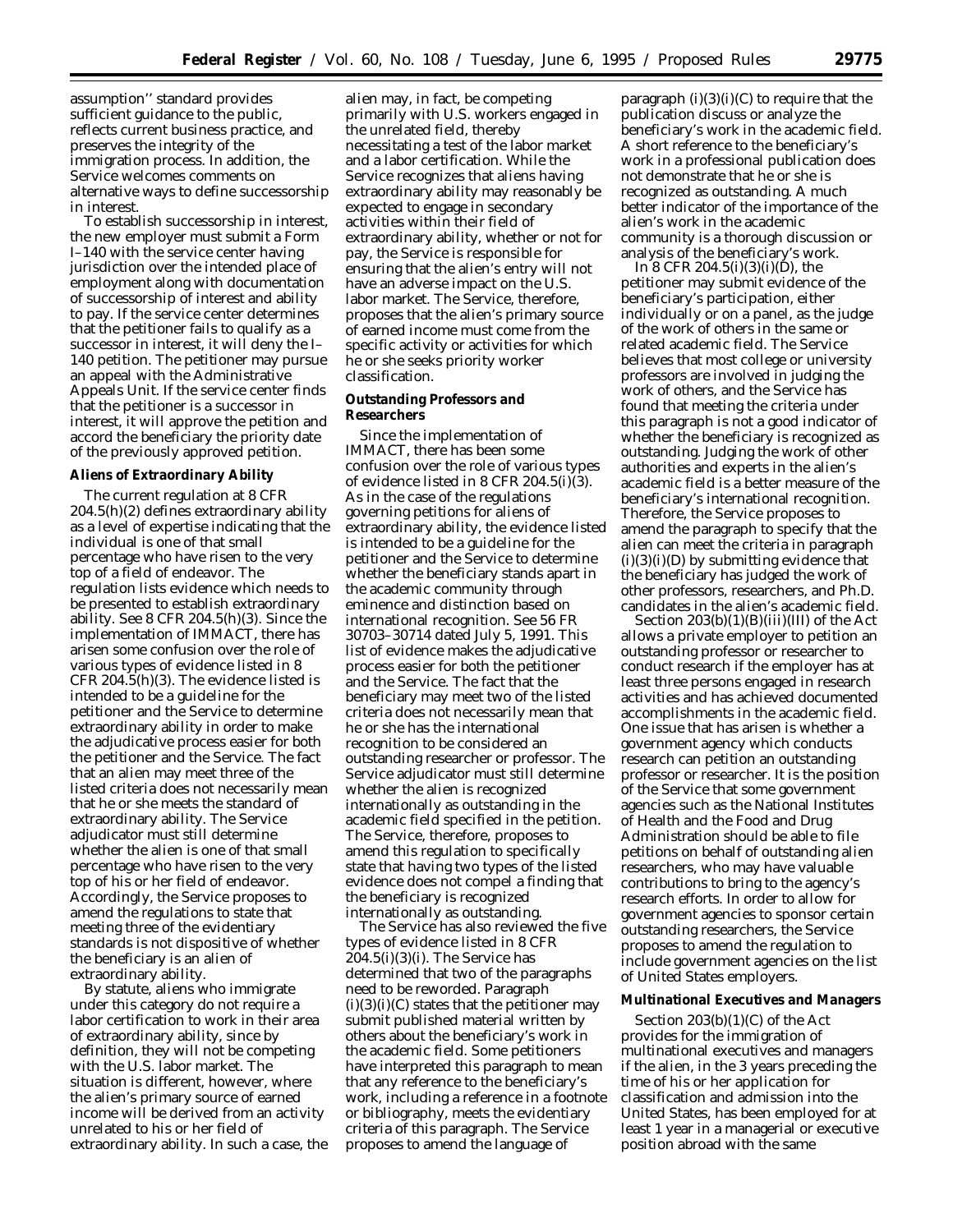assumption'' standard provides sufficient guidance to the public, reflects current business practice, and preserves the integrity of the immigration process. In addition, the Service welcomes comments on alternative ways to define successorship in interest.

To establish successorship in interest, the new employer must submit a Form I–140 with the service center having jurisdiction over the intended place of employment along with documentation of successorship of interest and ability to pay. If the service center determines that the petitioner fails to qualify as a successor in interest, it will deny the I–140 petition. The petitioner may pursue an appeal with the Administrative Appeals Unit. If the service center finds that the petitioner is a successor in interest, it will approve the petition and accord the beneficiary the priority date of the previously approved petition.

**Aliens of Extraordinary Ability**

The current regulation at 8 CFR 204.5(h)(2) defines extraordinary ability as a level of expertise indicating that the individual is one of that small percentage who have risen to the very top of a field of endeavor. The regulation lists evidence which needs to be presented to establish extraordinary ability. See 8 CFR 204.5(h)(3). Since the implementation of IMMACT, there has arisen some confusion over the role of various types of evidence listed in 8 CFR 204.5(h)(3). The evidence listed is intended to be a guideline for the petitioner and the Service to determine extraordinary ability in order to make the adjudicative process easier for both the petitioner and the Service. The fact that an alien may meet three of the listed criteria does not necessarily mean that he or she meets the standard of extraordinary ability. The Service adjudicator must still determine whether the alien is one of that small percentage who have risen to the very top of his or her field of endeavor. Accordingly, the Service proposes to amend the regulations to state that meeting three of the evidentiary standards is not dispositive of whether the beneficiary is an alien of extraordinary ability.

By statute, aliens who immigrate under this category do not require a labor certification to work in their area of extraordinary ability, since by definition, they will not be competing with the U.S. labor market. The situation is different, however, where the alien's primary source of earned income will be derived from an activity unrelated to his or her field of extraordinary ability. In such a case, the alien may, in fact, be competing primarily with U.S. workers engaged in the unrelated field, thereby necessitating a test of the labor market and a labor certification. While the Service recognizes that aliens having extraordinary ability may reasonably be expected to engage in secondary activities within their field of extraordinary ability, whether or not for pay, the Service is responsible for ensuring that the alien's entry will not have an adverse impact on the U.S. labor market. The Service, therefore, proposes that the alien's primary source of earned income must come from the specific activity or activities for which he or she seeks priority worker classification.

**Outstanding Professors and Researchers**

Since the implementation of IMMACT, there has been some confusion over the role of various types of evidence listed in 8 CFR 204.5(i)(3). As in the case of the regulations governing petitions for aliens of extraordinary ability, the evidence listed is intended to be a guideline for the petitioner and the Service to determine whether the beneficiary stands apart in the academic community through eminence and distinction based on international recognition. See 56 FR 30703–30714 dated July 5, 1991. This list of evidence makes the adjudicative process easier for both the petitioner and the Service. The fact that the beneficiary may meet two of the listed criteria does not necessarily mean that he or she has the international recognition to be considered an outstanding researcher or professor. The Service adjudicator must still determine whether the alien is recognized internationally as outstanding in the academic field specified in the petition. The Service, therefore, proposes to amend this regulation to specifically state that having two types of the listed evidence does not compel a finding that the beneficiary is recognized internationally as outstanding.

The Service has also reviewed the five types of evidence listed in 8 CFR 204.5(i)(3)(i). The Service has determined that two of the paragraphs need to be reworded. Paragraph (i)(3)(i)(C) states that the petitioner may submit published material written by others about the beneficiary's work in the academic field. Some petitioners have interpreted this paragraph to mean that any reference to the beneficiary's work, including a reference in a footnote or bibliography, meets the evidentiary criteria of this paragraph. The Service proposes to amend the language of paragraph (i)(3)(i)(C) to require that the publication discuss or analyze the beneficiary's work in the academic field. A short reference to the beneficiary's work in a professional publication does not demonstrate that he or she is recognized as outstanding. A much better indicator of the importance of the alien's work in the academic community is a thorough discussion or analysis of the beneficiary's work.

In 8 CFR 204.5(i)(3)(i)(D), the petitioner may submit evidence of the beneficiary's participation, either individually or on a panel, as the judge of the work of others in the same or related academic field. The Service believes that most college or university professors are involved in judging the work of others, and the Service has found that meeting the criteria under this paragraph is not a good indicator of whether the beneficiary is recognized as outstanding. Judging the work of other authorities and experts in the alien's academic field is a better measure of the beneficiary's international recognition. Therefore, the Service proposes to amend the paragraph to specify that the alien can meet the criteria in paragraph (i)(3)(i)(D) by submitting evidence that the beneficiary has judged the work of other professors, researchers, and Ph.D. candidates in the alien's academic field.

Section 203(b)(1)(B)(iii)(III) of the Act allows a private employer to petition an outstanding professor or researcher to conduct research if the employer has at least three persons engaged in research activities and has achieved documented accomplishments in the academic field. One issue that has arisen is whether a government agency which conducts research can petition an outstanding professor or researcher. It is the position of the Service that some government agencies such as the National Institutes of Health and the Food and Drug Administration should be able to file petitions on behalf of outstanding alien researchers, who may have valuable contributions to bring to the agency's research efforts. In order to allow for government agencies to sponsor certain outstanding researchers, the Service proposes to amend the regulation to include government agencies on the list of United States employers.

**Multinational Executives and Managers**

Section 203(b)(1)(C) of the Act provides for the immigration of multinational executives and managers if the alien, in the 3 years preceding the time of his or her application for classification and admission into the United States, has been employed for at least 1 year in a managerial or executive position abroad with the same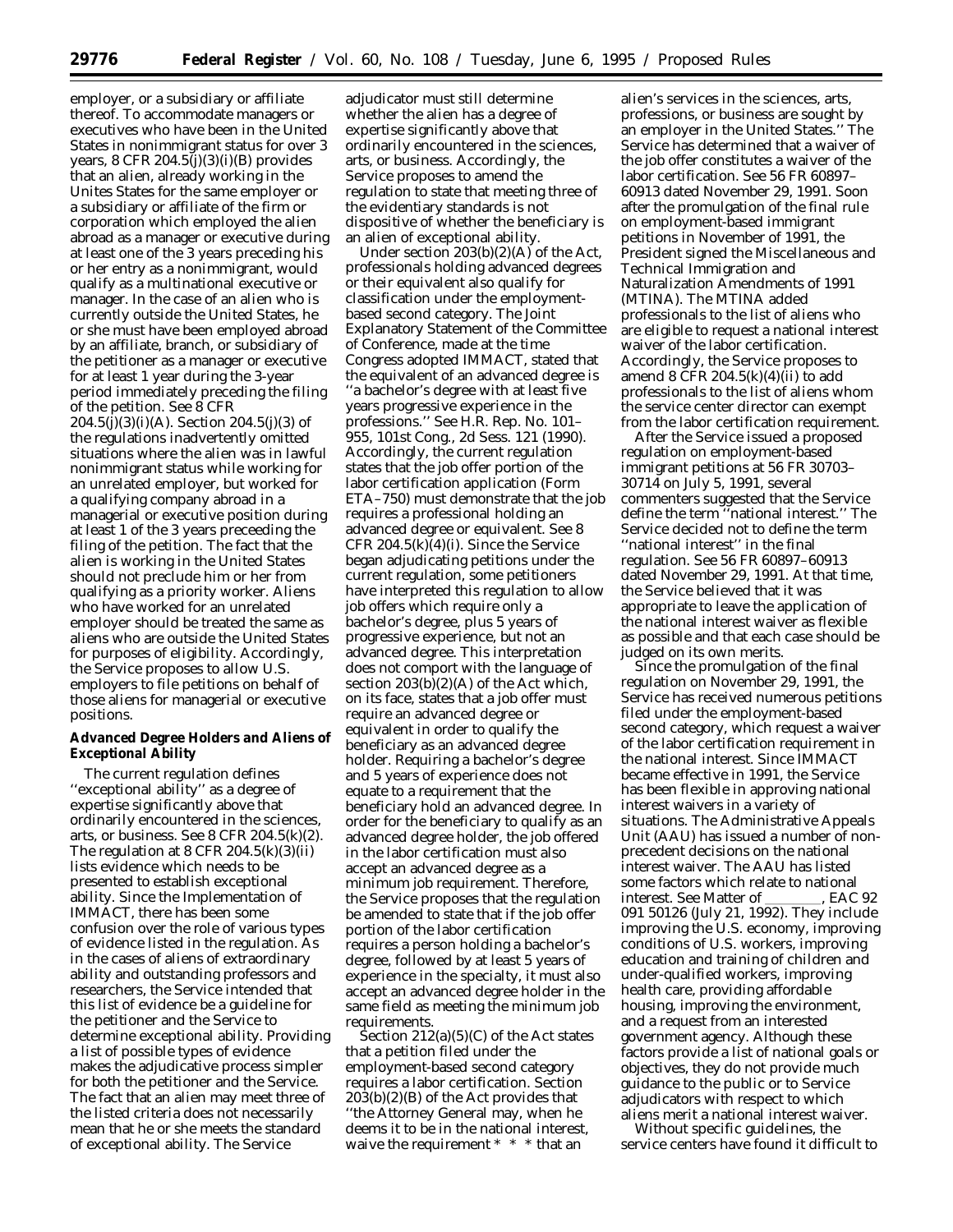employer, or a subsidiary or affiliate thereof. To accommodate managers or executives who have been in the United States in nonimmigrant status for over 3 years, 8 CFR 204.5(j)(3)(i)(B) provides that an alien, already working in the Unites States for the same employer or a subsidiary or affiliate of the firm or corporation which employed the alien abroad as a manager or executive during at least one of the 3 years preceding his or her entry as a nonimmigrant, would qualify as a multinational executive or manager. In the case of an alien who is currently outside the United States, he or she must have been employed abroad by an affiliate, branch, or subsidiary of the petitioner as a manager or executive for at least 1 year during the 3-year period immediately preceding the filing of the petition. See 8 CFR 204.5(j)(3)(i)(A). Section 204.5(j)(3) of the regulations inadvertently omitted situations where the alien was in lawful nonimmigrant status while working for an unrelated employer, but worked for a qualifying company abroad in a managerial or executive position during at least 1 of the 3 years preceeding the filing of the petition. The fact that the alien is working in the United States should not preclude him or her from qualifying as a priority worker. Aliens who have worked for an unrelated employer should be treated the same as aliens who are outside the United States for purposes of eligibility. Accordingly, the Service proposes to allow U.S. employers to file petitions on behalf of those aliens for managerial or executive positions.

**Advanced Degree Holders and Aliens of Exceptional Ability**

The current regulation defines ''exceptional ability'' as a degree of expertise significantly above that ordinarily encountered in the sciences, arts, or business. See 8 CFR 204.5(k)(2). The regulation at 8 CFR 204.5(k)(3)(ii) lists evidence which needs to be presented to establish exceptional ability. Since the Implementation of IMMACT, there has been some confusion over the role of various types of evidence listed in the regulation. As in the cases of aliens of extraordinary ability and outstanding professors and researchers, the Service intended that this list of evidence be a guideline for the petitioner and the Service to determine exceptional ability. Providing a list of possible types of evidence makes the adjudicative process simpler for both the petitioner and the Service. The fact that an alien may meet three of the listed criteria does not necessarily mean that he or she meets the standard of exceptional ability. The Service adjudicator must still determine whether the alien has a degree of expertise significantly above that ordinarily encountered in the sciences, arts, or business. Accordingly, the Service proposes to amend the regulation to state that meeting three of the evidentiary standards is not dispositive of whether the beneficiary is an alien of exceptional ability.

Under section 203(b)(2)(A) of the Act, professionals holding advanced degrees or their equivalent also qualify for classification under the employment-based second category. The Joint Explanatory Statement of the Committee of Conference, made at the time Congress adopted IMMACT, stated that the equivalent of an advanced degree is ''a bachelor's degree with at least five years progressive experience in the professions.'' See H.R. Rep. No. 101–955, 101st Cong., 2d Sess. 121 (1990). Accordingly, the current regulation states that the job offer portion of the labor certification application (Form ETA–750) must demonstrate that the job requires a professional holding an advanced degree or equivalent. See 8 CFR 204.5(k)(4)(i). Since the Service began adjudicating petitions under the current regulation, some petitioners have interpreted this regulation to allow job offers which require only a bachelor's degree, plus 5 years of progressive experience, but not an advanced degree. This interpretation does not comport with the language of section 203(b)(2)(A) of the Act which, on its face, states that a job offer must require an advanced degree or equivalent in order to qualify the beneficiary as an advanced degree holder. Requiring a bachelor's degree and 5 years of experience does not equate to a requirement that the beneficiary hold an advanced degree. In order for the beneficiary to qualify as an advanced degree holder, the job offered in the labor certification must also accept an advanced degree as a minimum job requirement. Therefore, the Service proposes that the regulation be amended to state that if the job offer portion of the labor certification requires a person holding a bachelor's degree, followed by at least 5 years of experience in the specialty, it must also accept an advanced degree holder in the same field as meeting the minimum job requirements.

Section 212(a)(5)(C) of the Act states that a petition filed under the employment-based second category requires a labor certification. Section 203(b)(2)(B) of the Act provides that ''the Attorney General may, when he deems it to be in the national interest, waive the requirement * * * that an alien's services in the sciences, arts, professions, or business are sought by an employer in the United States.'' The Service has determined that a waiver of the job offer constitutes a waiver of the labor certification. See 56 FR 60897–60913 dated November 29, 1991. Soon after the promulgation of the final rule on employment-based immigrant petitions in November of 1991, the President signed the Miscellaneous and Technical Immigration and Naturalization Amendments of 1991 (MTINA). The MTINA added professionals to the list of aliens who are eligible to request a national interest waiver of the labor certification. Accordingly, the Service proposes to amend 8 CFR 204.5(k)(4)(ii) to add professionals to the list of aliens whom the service center director can exempt from the labor certification requirement.

After the Service issued a proposed regulation on employment-based immigrant petitions at 56 FR 30703–30714 on July 5, 1991, several commenters suggested that the Service define the term ''national interest.'' The Service decided not to define the term ''national interest'' in the final regulation. See 56 FR 60897–60913 dated November 29, 1991. At that time, the Service believed that it was appropriate to leave the application of the national interest waiver as flexible as possible and that each case should be judged on its own merits.

Since the promulgation of the final regulation on November 29, 1991, the Service has received numerous petitions filed under the employment-based second category, which request a waiver of the labor certification requirement in the national interest. Since IMMACT became effective in 1991, the Service has been flexible in approving national interest waivers in a variety of situations. The Administrative Appeals Unit (AAU) has issued a number of non-precedent decisions on the national interest waiver. The AAU has listed some factors which relate to national interest. See Matter of ________, EAC 92 091 50126 (July 21, 1992). They include improving the U.S. economy, improving conditions of U.S. workers, improving education and training of children and under-qualified workers, improving health care, providing affordable housing, improving the environment, and a request from an interested government agency. Although these factors provide a list of national goals or objectives, they do not provide much guidance to the public or to Service adjudicators with respect to which aliens merit a national interest waiver.

Without specific guidelines, the service centers have found it difficult to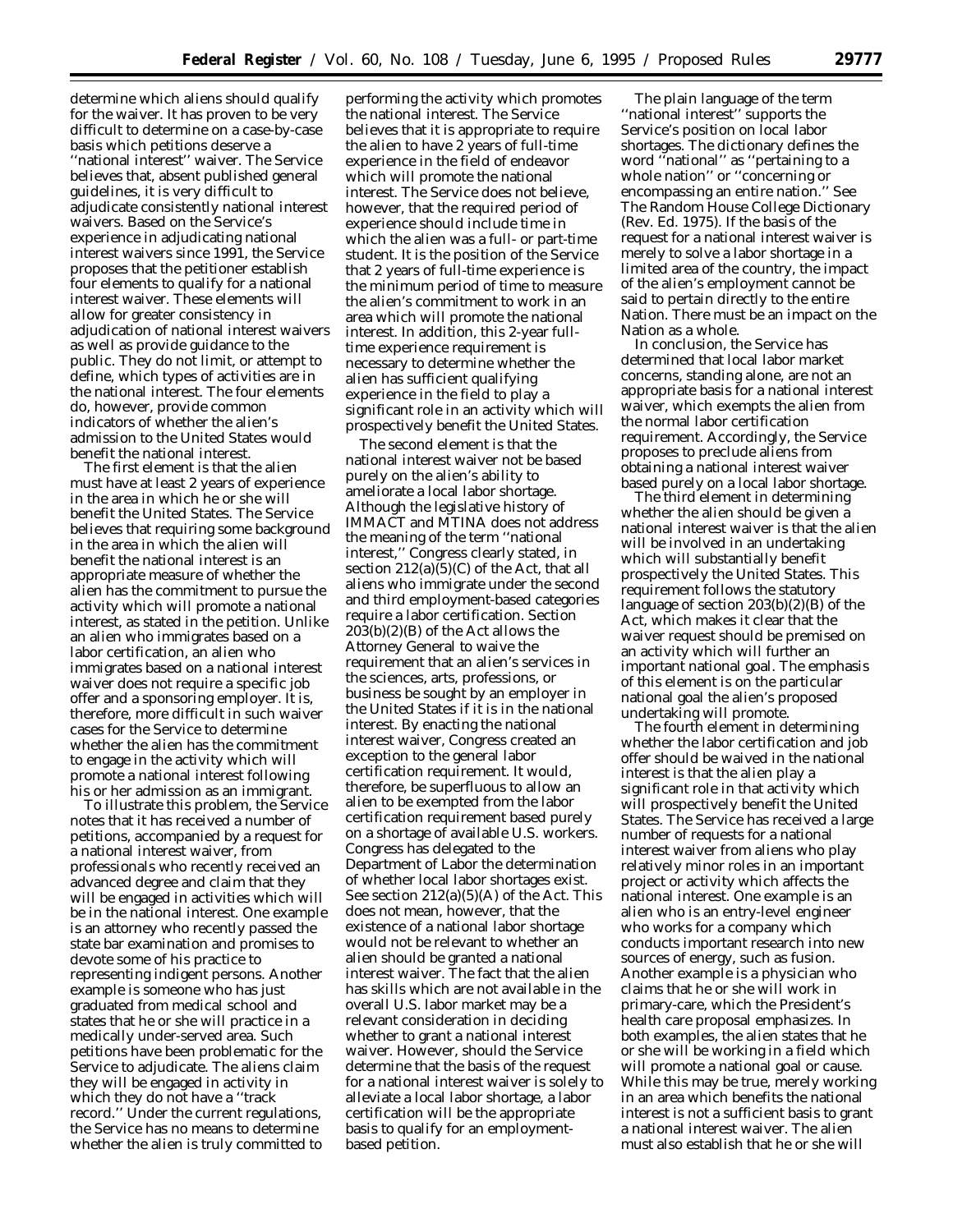determine which aliens should qualify for the waiver. It has proven to be very difficult to determine on a case-by-case basis which petitions deserve a ''national interest'' waiver. The Service believes that, absent published general guidelines, it is very difficult to adjudicate consistently national interest waivers. Based on the Service's experience in adjudicating national interest waivers since 1991, the Service proposes that the petitioner establish four elements to qualify for a national interest waiver. These elements will allow for greater consistency in adjudication of national interest waivers as well as provide guidance to the public. They do not limit, or attempt to define, which types of activities are in the national interest. The four elements do, however, provide common indicators of whether the alien's admission to the United States would benefit the national interest.

The first element is that the alien must have at least 2 years of experience in the area in which he or she will benefit the United States. The Service believes that requiring some background in the area in which the alien will benefit the national interest is an appropriate measure of whether the alien has the commitment to pursue the activity which will promote a national interest, as stated in the petition. Unlike an alien who immigrates based on a labor certification, an alien who immigrates based on a national interest waiver does not require a specific job offer and a sponsoring employer. It is, therefore, more difficult in such waiver cases for the Service to determine whether the alien has the commitment to engage in the activity which will promote a national interest following his or her admission as an immigrant.

To illustrate this problem, the Service notes that it has received a number of petitions, accompanied by a request for a national interest waiver, from professionals who recently received an advanced degree and claim that they will be engaged in activities which will be in the national interest. One example is an attorney who recently passed the state bar examination and promises to devote some of his practice to representing indigent persons. Another example is someone who has just graduated from medical school and states that he or she will practice in a medically under-served area. Such petitions have been problematic for the Service to adjudicate. The aliens claim they will be engaged in activity in which they do not have a ''track record.'' Under the current regulations, the Service has no means to determine whether the alien is truly committed to performing the activity which promotes the national interest. The Service believes that it is appropriate to require the alien to have 2 years of full-time experience in the field of endeavor which will promote the national interest. The Service does not believe, however, that the required period of experience should include time in which the alien was a full- or part-time student. It is the position of the Service that 2 years of full-time experience is the minimum period of time to measure the alien's commitment to work in an area which will promote the national interest. In addition, this 2-year full-time experience requirement is necessary to determine whether the alien has sufficient qualifying experience in the field to play a significant role in an activity which will prospectively benefit the United States.

The second element is that the national interest waiver not be based purely on the alien's ability to ameliorate a local labor shortage. Although the legislative history of IMMACT and MTINA does not address the meaning of the term ''national interest,'' Congress clearly stated, in section 212(a)(5)(C) of the Act, that all aliens who immigrate under the second and third employment-based categories require a labor certification. Section 203(b)(2)(B) of the Act allows the Attorney General to waive the requirement that an alien's services in the sciences, arts, professions, or business be sought by an employer in the United States if it is in the national interest. By enacting the national interest waiver, Congress created an exception to the general labor certification requirement. It would, therefore, be superfluous to allow an alien to be exempted from the labor certification requirement based purely on a shortage of available U.S. workers. Congress has delegated to the Department of Labor the determination of whether local labor shortages exist. See section 212(a)(5)(A) of the Act. This does not mean, however, that the existence of a national labor shortage would not be relevant to whether an alien should be granted a national interest waiver. The fact that the alien has skills which are not available in the overall U.S. labor market may be a relevant consideration in deciding whether to grant a national interest waiver. However, should the Service determine that the basis of the request for a national interest waiver is solely to alleviate a local labor shortage, a labor certification will be the appropriate basis to qualify for an employment-based petition.

The plain language of the term ''national interest'' supports the Service's position on local labor shortages. The dictionary defines the word ''national'' as ''pertaining to a whole nation'' or ''concerning or encompassing an entire nation.'' See The Random House College Dictionary (Rev. Ed. 1975). If the basis of the request for a national interest waiver is merely to solve a labor shortage in a limited area of the country, the impact of the alien's employment cannot be said to pertain directly to the entire Nation. There must be an impact on the Nation as a whole.

In conclusion, the Service has determined that local labor market concerns, standing alone, are not an appropriate basis for a national interest waiver, which exempts the alien from the normal labor certification requirement. Accordingly, the Service proposes to preclude aliens from obtaining a national interest waiver based purely on a local labor shortage.

The third element in determining whether the alien should be given a national interest waiver is that the alien will be involved in an undertaking which will substantially benefit prospectively the United States. This requirement follows the statutory language of section 203(b)(2)(B) of the Act, which makes it clear that the waiver request should be premised on an activity which will further an important national goal. The emphasis of this element is on the particular national goal the alien's proposed undertaking will promote.

The fourth element in determining whether the labor certification and job offer should be waived in the national interest is that the alien play a significant role in that activity which will prospectively benefit the United States. The Service has received a large number of requests for a national interest waiver from aliens who play relatively minor roles in an important project or activity which affects the national interest. One example is an alien who is an entry-level engineer who works for a company which conducts important research into new sources of energy, such as fusion. Another example is a physician who claims that he or she will work in primary-care, which the President's health care proposal emphasizes. In both examples, the alien states that he or she will be working in a field which will promote a national goal or cause. While this may be true, merely working in an area which benefits the national interest is not a sufficient basis to grant a national interest waiver. The alien must also establish that he or she will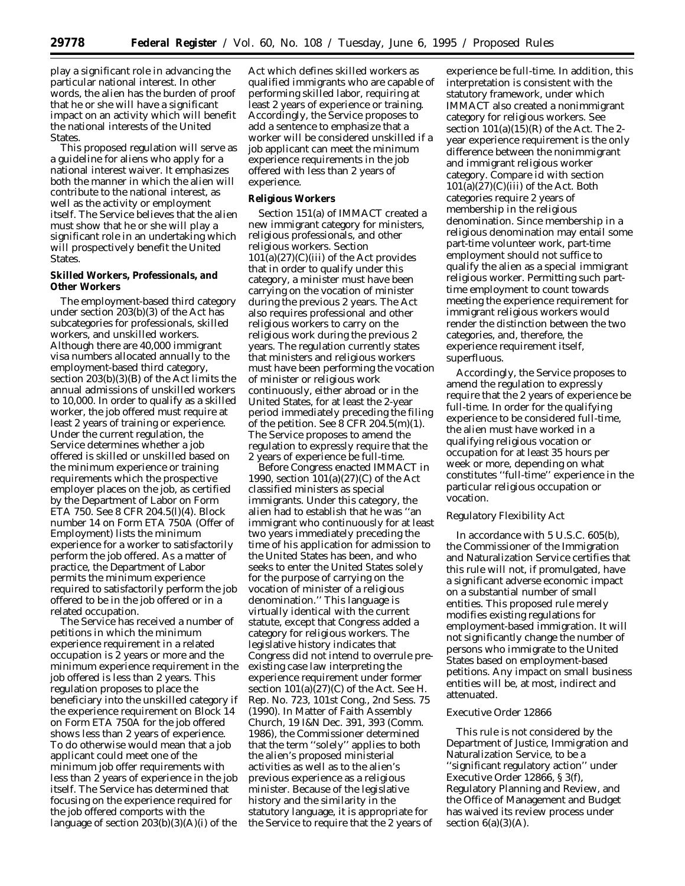play a significant role in advancing the particular national interest. In other words, the alien has the burden of proof that he or she will have a significant impact on an activity which will benefit the national interests of the United States.

This proposed regulation will serve as a guideline for aliens who apply for a national interest waiver. It emphasizes both the manner in which the alien will contribute to the national interest, as well as the activity or employment itself. The Service believes that the alien must show that he or she will play a significant role in an undertaking which will prospectively benefit the United States.

**Skilled Workers, Professionals, and Other Workers**

The employment-based third category under section 203(b)(3) of the Act has subcategories for professionals, skilled workers, and unskilled workers. Although there are 40,000 immigrant visa numbers allocated annually to the employment-based third category, section 203(b)(3)(B) of the Act limits the annual admissions of unskilled workers to 10,000. In order to qualify as a skilled worker, the job offered must require at least 2 years of training or experience. Under the current regulation, the Service determines whether a job offered is skilled or unskilled based on the minimum experience or training requirements which the prospective employer places on the job, as certified by the Department of Labor on Form ETA 750. See 8 CFR 204.5(l)(4). Block number 14 on Form ETA 750A (Offer of Employment) lists the minimum experience for a worker to satisfactorily perform the job offered. As a matter of practice, the Department of Labor permits the minimum experience required to satisfactorily perform the job offered to be in the job offered or in a related occupation.

The Service has received a number of petitions in which the minimum experience requirement in a related occupation is 2 years or more and the minimum experience requirement in the job offered is less than 2 years. This regulation proposes to place the beneficiary into the unskilled category if the experience requirement on Block 14 on Form ETA 750A for the job offered shows less than 2 years of experience. To do otherwise would mean that a job applicant could meet one of the minimum job offer requirements with less than 2 years of experience in the job itself. The Service has determined that focusing on the experience required for the job offered comports with the language of section 203(b)(3)(A)(i) of the Act which defines skilled workers as qualified immigrants who are capable of performing skilled labor, requiring at least 2 years of experience or training. Accordingly, the Service proposes to add a sentence to emphasize that a worker will be considered unskilled if a job applicant can meet the minimum experience requirements in the job offered with less than 2 years of experience.

**Religious Workers**

Section 151(a) of IMMACT created a new immigrant category for ministers, religious professionals, and other religious workers. Section 101(a)(27)(C)(iii) of the Act provides that in order to qualify under this category, a minister must have been carrying on the vocation of minister during the previous 2 years. The Act also requires professional and other religious workers to carry on the religious work during the previous 2 years. The regulation currently states that ministers and religious workers must have been performing the vocation of minister or religious work continuously, either abroad or in the United States, for at least the 2-year period immediately preceding the filing of the petition. See 8 CFR 204.5(m)(1). The Service proposes to amend the regulation to expressly require that the 2 years of experience be full-time.

Before Congress enacted IMMACT in 1990, section 101(a)(27)(C) of the Act classified ministers as special immigrants. Under this category, the alien had to establish that he was "an immigrant who continuously for at least two years immediately preceding the time of his application for admission to the United States has been, and who seeks to enter the United States solely for the purpose of carrying on the vocation of minister of a religious denomination." This language is virtually identical with the current statute, except that Congress added a category for religious workers. The legislative history indicates that Congress did not intend to overrule pre-existing case law interpreting the experience requirement under former section 101(a)(27)(C) of the Act. See H. Rep. No. 723, 101st Cong., 2nd Sess. 75 (1990). In *Matter of Faith Assembly Church*, 19 I&N Dec. 391, 393 (Comm. 1986), the Commissioner determined that the term "solely" applies to both the alien's proposed ministerial activities as well as to the alien's previous experience as a religious minister. Because of the legislative history and the similarity in the statutory language, it is appropriate for the Service to require that the 2 years of experience be full-time. In addition, this interpretation is consistent with the statutory framework, under which IMMACT also created a nonimmigrant category for religious workers. See section 101(a)(15)(R) of the Act. The 2-year experience requirement is the only difference between the nonimmigrant and immigrant religious worker category. Compare *id* with section 101(a)(27)(C)(iii) of the Act. Both categories require 2 years of membership in the religious denomination. Since membership in a religious denomination may entail some part-time volunteer work, part-time employment should not suffice to qualify the alien as a special immigrant religious worker. Permitting such part-time employment to count towards meeting the experience requirement for immigrant religious workers would render the distinction between the two categories, and, therefore, the experience requirement itself, superfluous.

Accordingly, the Service proposes to amend the regulation to expressly require that the 2 years of experience be full-time. In order for the qualifying experience to be considered full-time, the alien must have worked in a qualifying religious vocation or occupation for at least 35 hours per week or more, depending on what constitutes "full-time" experience in the particular religious occupation or vocation.

*Regulatory Flexibility Act*

In accordance with 5 U.S.C. 605(b), the Commissioner of the Immigration and Naturalization Service certifies that this rule will not, if promulgated, have a significant adverse economic impact on a substantial number of small entities. This proposed rule merely modifies existing regulations for employment-based immigration. It will not significantly change the number of persons who immigrate to the United States based on employment-based petitions. Any impact on small business entities will be, at most, indirect and attenuated.

*Executive Order 12866*

This rule is not considered by the Department of Justice, Immigration and Naturalization Service, to be a "significant regulatory action" under Executive Order 12866, § 3(f), Regulatory Planning and Review, and the Office of Management and Budget has waived its review process under section 6(a)(3)(A).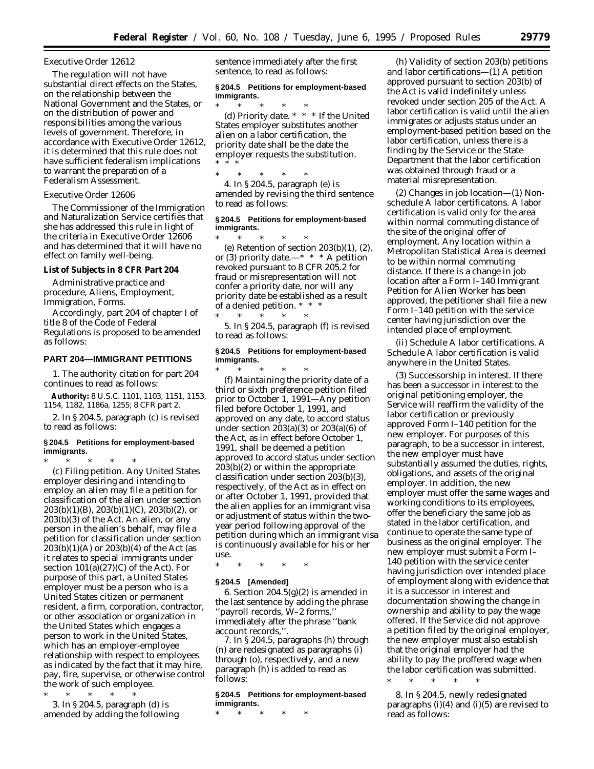Executive Order 12612

The regulation will not have substantial direct effects on the States, on the relationship between the National Government and the States, or on the distribution of power and responsibilities among the various levels of government. Therefore, in accordance with Executive Order 12612, it is determined that this rule does not have sufficient federalism implications to warrant the preparation of a Federalism Assessment.

Executive Order 12606

The Commissioner of the Immigration and Naturalization Service certifies that she has addressed this rule in light of the criteria in Executive Order 12606 and has determined that it will have no effect on family well-being.

**List of Subjects in 8 CFR Part 204**

Administrative practice and procedure, Aliens, Employment, Immigration, Forms.

Accordingly, part 204 of chapter I of title 8 of the Code of Federal Regulations is proposed to be amended as follows:

**PART 204—IMMIGRANT PETITIONS**

1. The authority citation for part 204 continues to read as follows:

**Authority:** 8 U.S.C. 1101, 1103, 1151, 1153, 1154, 1182, 1186a, 1255; 8 CFR part 2.

2. In § 204.5, paragraph (c) is revised to read as follows:

**§ 204.5 Petitions for employment-based immigrants.**

* * * * *

(c) *Filing petition.* Any United States employer desiring and intending to employ an alien may file a petition for classification of the alien under section 203(b)(1)(B), 203(b)(1)(C), 203(b)(2), or 203(b)(3) of the Act. An alien, or any person in the alien's behalf, may file a petition for classification under section 203(b)(1)(A) or 203(b)(4) of the Act (as it relates to special immigrants under section 101(a)(27)(C) of the Act). For purpose of this part, a United States employer must be a person who is a United States citizen or permanent resident, a firm, corporation, contractor, or other association or organization in the United States which engages a person to work in the United States, which has an employer-employee relationship with respect to employees as indicated by the fact that it may hire, pay, fire, supervise, or otherwise control the work of such employee.

* * * * *

3. In § 204.5, paragraph (d) is amended by adding the following sentence immediately after the first sentence, to read as follows:

**§ 204.5 Petitions for employment-based immigrants.**

* * * * *

(d) *Priority date.* * * * If the United States employer substitutes another alien on a labor certification, the priority date shall be the date the employer requests the substitution. * * *

* * * * *

4. In § 204.5, paragraph (e) is amended by revising the third sentence to read as follows:

**§ 204.5 Petitions for employment-based immigrants.**

* * * * *

(e) *Retention of section 203(b)(1), (2), or (3) priority date.*—* * * A petition revoked pursuant to 8 CFR 205.2 for fraud or misrepresentation will not confer a priority date, nor will any priority date be established as a result of a denied petition. * * *

* * * * *

5. In § 204.5, paragraph (f) is revised to read as follows:

**§ 204.5 Petitions for employment-based immigrants.**

* * * * *

(f) *Maintaining the priority date of a third or sixth preference petition filed prior to October 1, 1991*—Any petition filed before October 1, 1991, and approved on any date, to accord status under section 203(a)(3) or 203(a)(6) of the Act, as in effect before October 1, 1991, shall be deemed a petition approved to accord status under section 203(b)(2) or within the appropriate classification under section 203(b)(3), respectively, of the Act as in effect on or after October 1, 1991, provided that the alien applies for an immigrant visa or adjustment of status within the two-year period following approval of the petition during which an immigrant visa is continuously available for his or her use.

* * * * *

**§ 204.5 [Amended]**

6. Section 204.5(g)(2) is amended in the last sentence by adding the phrase ''payroll records, W–2 forms,'' immediately after the phrase ''bank account records,''.

7. In § 204.5, paragraphs (h) through (n) are redesignated as paragraphs (i) through (o), respectively, and a new paragraph (h) is added to read as follows:

**§ 204.5 Petitions for employment-based immigrants.**

* * * * *

(h) *Validity of section 203(b) petitions and labor certifications*—(1) A petition approved pursuant to section 203(b) of the Act is valid indefinitely unless revoked under section 205 of the Act. A labor certification is valid until the alien immigrates or adjusts status under an employment-based petition based on the labor certification, unless there is a finding by the Service or the State Department that the labor certification was obtained through fraud or a material misrepresentation.

(2) *Changes in job location*—(1) *Non-schedule A labor certificatons.* A labor certification is valid only for the area within normal commuting distance of the site of the original offer of employment. Any location within a Metropolitan Statistical Area is deemed to be within normal commuting distance. If there is a change in job location after a Form I–140 Immigrant Petition for Alien Worker has been approved, the petitioner shall file a new Form I–140 petition with the service center having jurisdiction over the intended place of employment.

(ii) *Schedule A labor certifications.* A Schedule A labor certification is valid anywhere in the United States.

(3) *Successorship in interest.* If there has been a successor in interest to the original petitioning employer, the Service will reaffirm the validity of the labor certification or previously approved Form I–140 petition for the new employer. For purposes of this paragraph, to be a successor in interest, the new employer must have substantially assumed the duties, rights, obligations, and assets of the original employer. In addition, the new employer must offer the same wages and working conditions to its employees, offer the beneficiary the same job as stated in the labor certification, and continue to operate the same type of business as the original employer. The new employer must submit a Form I–140 petition with the service center having jurisdiction over intended place of employment along with evidence that it is a successor in interest and documentation showing the change in ownership and ability to pay the wage offered. If the Service did not approve a petition filed by the original employer, the new employer must also establish that the original employer had the ability to pay the proffered wage when the labor certification was submitted.

* * * * *

8. In § 204.5, newly redesignated paragraphs (i)(4) and (i)(5) are revised to read as follows: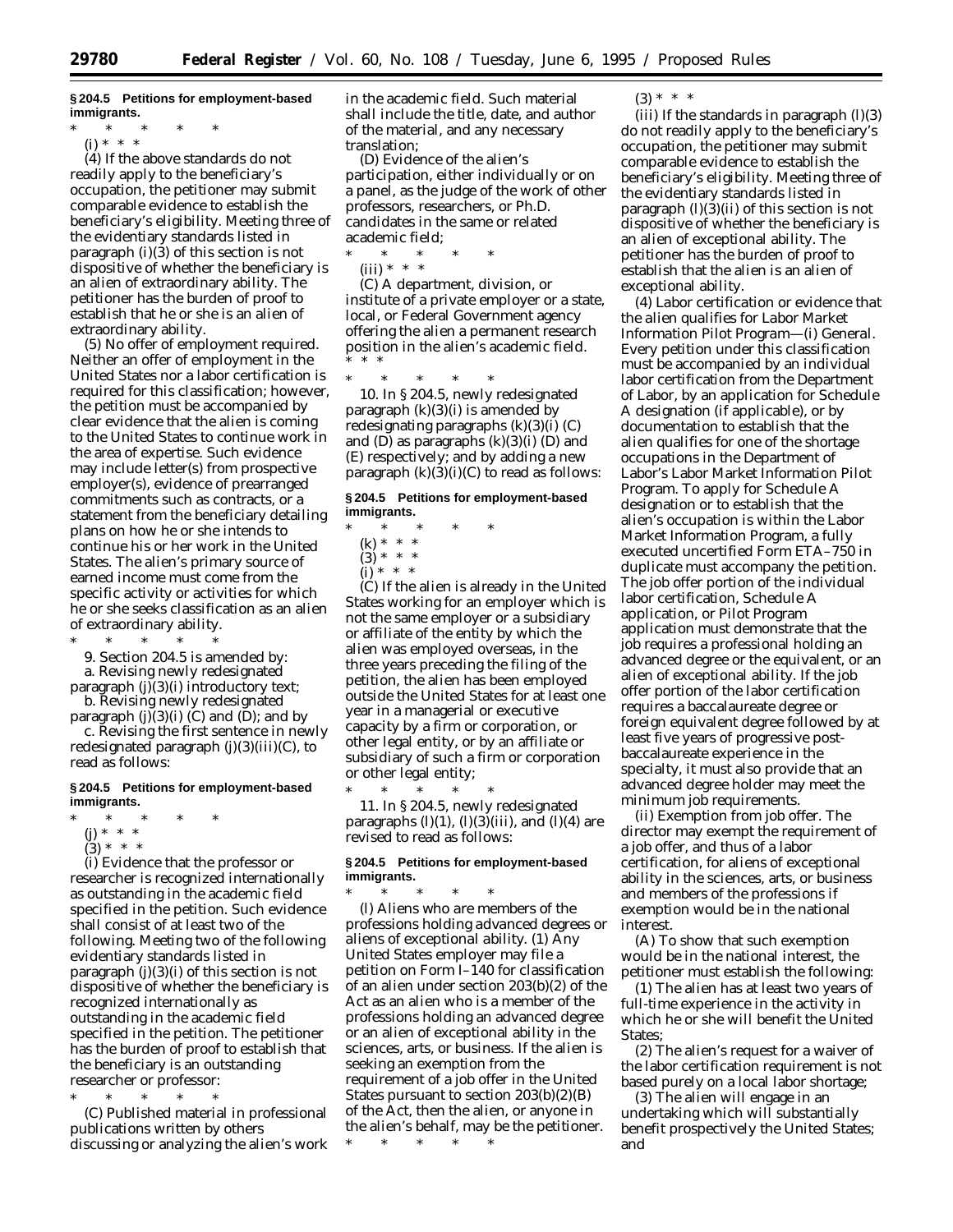**§ 204.5 Petitions for employment-based immigrants.**

\* \* \* \* \*

(i) \* \* \*

(4) If the above standards do not readily apply to the beneficiary's occupation, the petitioner may submit comparable evidence to establish the beneficiary's eligibility. Meeting three of the evidentiary standards listed in paragraph (i)(3) of this section is not dispositive of whether the beneficiary is an alien of extraordinary ability. The petitioner has the burden of proof to establish that he or she is an alien of extraordinary ability.

(5) *No offer of employment required.* Neither an offer of employment in the United States nor a labor certification is required for this classification; however, the petition must be accompanied by clear evidence that the alien is coming to the United States to continue work in the area of expertise. Such evidence may include letter(s) from prospective employer(s), evidence of prearranged commitments such as contracts, or a statement from the beneficiary detailing plans on how he or she intends to continue his or her work in the United States. The alien's primary source of earned income must come from the specific activity or activities for which he or she seeks classification as an alien of extraordinary ability.

\* \* \* \* \*

9. Section 204.5 is amended by:

a. Revising newly redesignated paragraph (j)(3)(i) introductory text;

b. Revising newly redesignated paragraph (j)(3)(i) (C) and (D); and by

c. Revising the first sentence in newly redesignated paragraph (j)(3)(iii)(C), to read as follows:

**§ 204.5 Petitions for employment-based immigrants.**

\* \* \* \* \*

(j) \* \* \*

(3) \* \* \*

(i) Evidence that the professor or researcher is recognized internationally as outstanding in the academic field specified in the petition. Such evidence shall consist of at least two of the following. Meeting two of the following evidentiary standards listed in paragraph (j)(3)(i) of this section is not dispositive of whether the beneficiary is recognized internationally as outstanding in the academic field specified in the petition. The petitioner has the burden of proof to establish that the beneficiary is an outstanding researcher or professor:

\* \* \* \* \*

(C) Published material in professional publications written by others discussing or analyzing the alien's work in the academic field. Such material shall include the title, date, and author of the material, and any necessary translation;

(D) Evidence of the alien's participation, either individually or on a panel, as the judge of the work of other professors, researchers, or Ph.D. candidates in the same or related academic field;

\* \* \* \* \*

(iii) \* \* \*

(C) A department, division, or institute of a private employer or a state, local, or Federal Government agency offering the alien a permanent research position in the alien's academic field. \* \* \*

\* \* \* \* \*

10. In § 204.5, newly redesignated paragraph (k)(3)(i) is amended by redesignating paragraphs (k)(3)(i) (C) and (D) as paragraphs (k)(3)(i) (D) and (E) respectively; and by adding a new paragraph (k)(3)(i)(C) to read as follows:

**§ 204.5 Petitions for employment-based immigrants.**

\* \* \* \* \*

(k) \* \* \*

(3) \* \* \*

(i) \* \* \*

(C) If the alien is already in the United States working for an employer which is not the same employer or a subsidiary or affiliate of the entity by which the alien was employed overseas, in the three years preceding the filing of the petition, the alien has been employed outside the United States for at least one year in a managerial or executive capacity by a firm or corporation, or other legal entity, or by an affiliate or subsidiary of such a firm or corporation or other legal entity;

\* \* \* \* \*

11. In § 204.5, newly redesignated paragraphs (l)(1), (l)(3)(iii), and (l)(4) are revised to read as follows:

**§ 204.5 Petitions for employment-based immigrants.**

\* \* \* \* \*

(l) *Aliens who are members of the professions holding advanced degrees or aliens of exceptional ability.* (1) Any United States employer may file a petition on Form I–140 for classification of an alien under section 203(b)(2) of the Act as an alien who is a member of the professions holding an advanced degree or an alien of exceptional ability in the sciences, arts, or business. If the alien is seeking an exemption from the requirement of a job offer in the United States pursuant to section 203(b)(2)(B) of the Act, then the alien, or anyone in the alien's behalf, may be the petitioner.

\* \* \* \* \*

(3) \* \* \*

(iii) If the standards in paragraph (l)(3) do not readily apply to the beneficiary's occupation, the petitioner may submit comparable evidence to establish the beneficiary's eligibility. Meeting three of the evidentiary standards listed in paragraph (l)(3)(ii) of this section is not dispositive of whether the beneficiary is an alien of exceptional ability. The petitioner has the burden of proof to establish that the alien is an alien of exceptional ability.

(4) *Labor certification or evidence that the alien qualifies for Labor Market Information Pilot Program*—(i) *General.* Every petition under this classification must be accompanied by an individual labor certification from the Department of Labor, by an application for Schedule A designation (if applicable), or by documentation to establish that the alien qualifies for one of the shortage occupations in the Department of Labor's Labor Market Information Pilot Program. To apply for Schedule A designation or to establish that the alien's occupation is within the Labor Market Information Program, a fully executed uncertified Form ETA–750 in duplicate must accompany the petition. The job offer portion of the individual labor certification, Schedule A application, or Pilot Program application must demonstrate that the job requires a professional holding an advanced degree or the equivalent, or an alien of exceptional ability. If the job offer portion of the labor certification requires a baccalaureate degree or foreign equivalent degree followed by at least five years of progressive post-baccalaureate experience in the specialty, it must also provide that an advanced degree holder may meet the minimum job requirements.

(ii) *Exemption from job offer.* The director may exempt the requirement of a job offer, and thus of a labor certification, for aliens of exceptional ability in the sciences, arts, or business and members of the professions if exemption would be in the national interest.

(A) To show that such exemption would be in the national interest, the petitioner must establish the following:

(*1*) The alien has at least two years of full-time experience in the activity in which he or she will benefit the United States;

(*2*) The alien's request for a waiver of the labor certification requirement is not based purely on a local labor shortage;

(*3*) The alien will engage in an undertaking which will substantially benefit prospectively the United States; and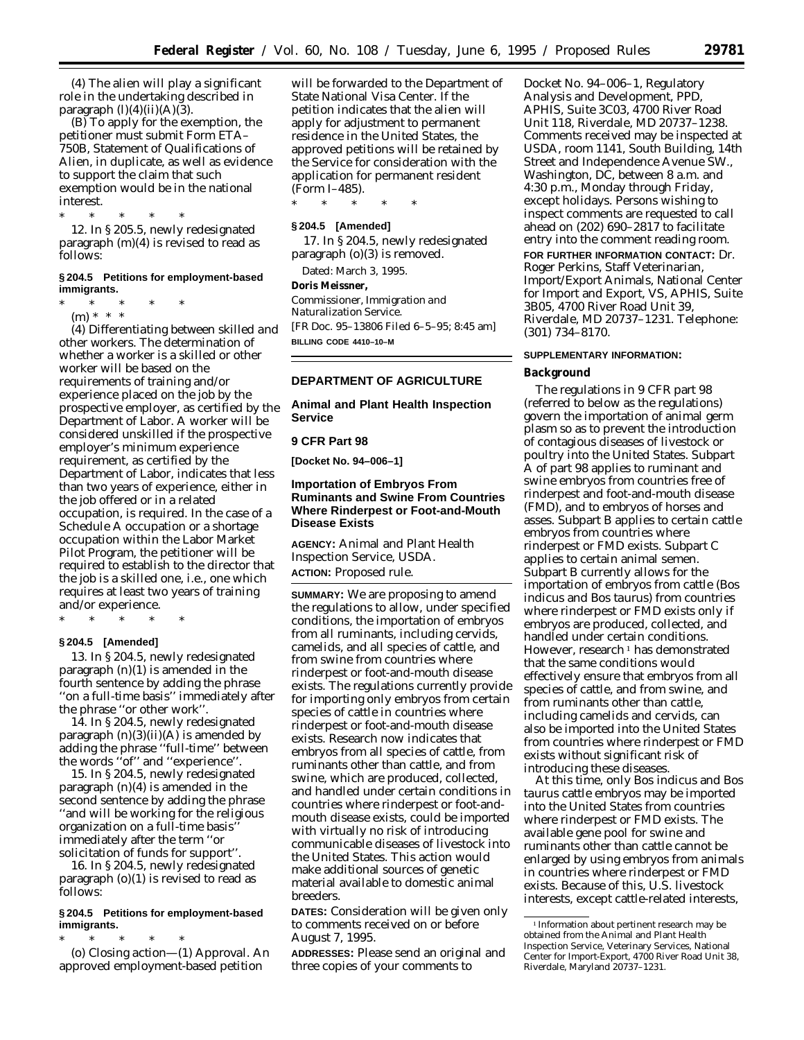(4) The alien will play a significant role in the undertaking described in paragraph (l)(4)(ii)(A)(*3*).

(B) To apply for the exemption, the petitioner must submit Form ETA–750B, Statement of Qualifications of Alien, in duplicate, as well as evidence to support the claim that such exemption would be in the national interest.

\* \* \* \* \*

12. In § 205.5, newly redesignated paragraph (m)(4) is revised to read as follows:

**§ 204.5 Petitions for employment-based immigrants.**

\* \* \* \* \*

(m) \* \* \*

(4) *Differentiating between skilled and other workers.* The determination of whether a worker is a skilled or other worker will be based on the requirements of training and/or experience placed on the job by the prospective employer, as certified by the Department of Labor. A worker will be considered unskilled if the prospective employer's minimum experience requirement, as certified by the Department of Labor, indicates that less than two years of experience, either in the job offered or in a related occupation, is required. In the case of a Schedule A occupation or a shortage occupation within the Labor Market Pilot Program, the petitioner will be required to establish to the director that the job is a skilled one, i.e., one which requires at least two years of training and/or experience.

\* \* \* \* \*

**§ 204.5 [Amended]**

13. In § 204.5, newly redesignated paragraph (n)(1) is amended in the fourth sentence by adding the phrase ''on a full-time basis'' immediately after the phrase ''or other work''.

14. In § 204.5, newly redesignated paragraph (n)(3)(ii)(A) is amended by adding the phrase ''full-time'' between the words ''of'' and ''experience''.

15. In § 204.5, newly redesignated paragraph (n)(4) is amended in the second sentence by adding the phrase ''and will be working for the religious organization on a full-time basis'' immediately after the term ''or solicitation of funds for support''.

16. In § 204.5, newly redesignated paragraph (o)(1) is revised to read as follows:

**§ 204.5 Petitions for employment-based immigrants.**

\* \* \* \* \*

(o) *Closing action*—(1) *Approval.* An approved employment-based petition will be forwarded to the Department of State National Visa Center. If the petition indicates that the alien will apply for adjustment to permanent residence in the United States, the approved petitions will be retained by the Service for consideration with the application for permanent resident (Form I–485).

\* \* \* \* \*

**§ 204.5 [Amended]**

17. In § 204.5, newly redesignated paragraph (o)(3) is removed.

Dated: March 3, 1995.

**Doris Meissner,**

*Commissioner, Immigration and Naturalization Service.*

[FR Doc. 95–13806 Filed 6–5–95; 8:45 am]

**BILLING CODE 4410–10–M**

---

**DEPARTMENT OF AGRICULTURE**

**Animal and Plant Health Inspection Service**

**9 CFR Part 98**

**[Docket No. 94–006–1]**

## Importation of Embryos From Ruminants and Swine From Countries Where Rinderpest or Foot-and-Mouth Disease Exists

**AGENCY:** Animal and Plant Health Inspection Service, USDA.

**ACTION:** Proposed rule.

**SUMMARY:** We are proposing to amend the regulations to allow, under specified conditions, the importation of embryos from all ruminants, including cervids, camelids, and all species of cattle, and from swine from countries where rinderpest or foot-and-mouth disease exists. The regulations currently provide for importing only embryos from certain species of cattle in countries where rinderpest or foot-and-mouth disease exists. Research now indicates that embryos from all species of cattle, from ruminants other than cattle, and from swine, which are produced, collected, and handled under certain conditions in countries where rinderpest or foot-and-mouth disease exists, could be imported with virtually no risk of introducing communicable diseases of livestock into the United States. This action would make additional sources of genetic material available to domestic animal breeders.

**DATES:** Consideration will be given only to comments received on or before August 7, 1995.

**ADDRESSES:** Please send an original and three copies of your comments to Docket No. 94–006–1, Regulatory Analysis and Development, PPD, APHIS, Suite 3C03, 4700 River Road Unit 118, Riverdale, MD 20737–1238. Comments received may be inspected at USDA, room 1141, South Building, 14th Street and Independence Avenue SW., Washington, DC, between 8 a.m. and 4:30 p.m., Monday through Friday, except holidays. Persons wishing to inspect comments are requested to call ahead on (202) 690–2817 to facilitate entry into the comment reading room.

**FOR FURTHER INFORMATION CONTACT:** Dr. Roger Perkins, Staff Veterinarian, Import/Export Animals, National Center for Import and Export, VS, APHIS, Suite 3B05, 4700 River Road Unit 39, Riverdale, MD 20737–1231. Telephone: (301) 734–8170.

**SUPPLEMENTARY INFORMATION:**

### Background

The regulations in 9 CFR part 98 (referred to below as the regulations) govern the importation of animal germ plasm so as to prevent the introduction of contagious diseases of livestock or poultry into the United States. Subpart A of part 98 applies to ruminant and swine embryos from countries free of rinderpest and foot-and-mouth disease (FMD), and to embryos of horses and asses. Subpart B applies to certain cattle embryos from countries where rinderpest or FMD exists. Subpart C applies to certain animal semen. Subpart B currently allows for the importation of embryos from cattle (*Bos indicus* and *Bos taurus*) from countries where rinderpest or FMD exists only if embryos are produced, collected, and handled under certain conditions. However, research [1] has demonstrated that the same conditions would effectively ensure that embryos from all species of cattle, and from swine, and from ruminants other than cattle, including camelids and cervids, can also be imported into the United States from countries where rinderpest or FMD exists without significant risk of introducing these diseases.

At this time, only *Bos indicus* and *Bos taurus* cattle embryos may be imported into the United States from countries where rinderpest or FMD exists. The available gene pool for swine and ruminants other than cattle cannot be enlarged by using embryos from animals in countries where rinderpest or FMD exists. Because of this, U.S. livestock interests, except cattle-related interests,

[1] Information about pertinent research may be obtained from the Animal and Plant Health Inspection Service, Veterinary Services, National Center for Import-Export, 4700 River Road Unit 38, Riverdale, Maryland 20737–1231.